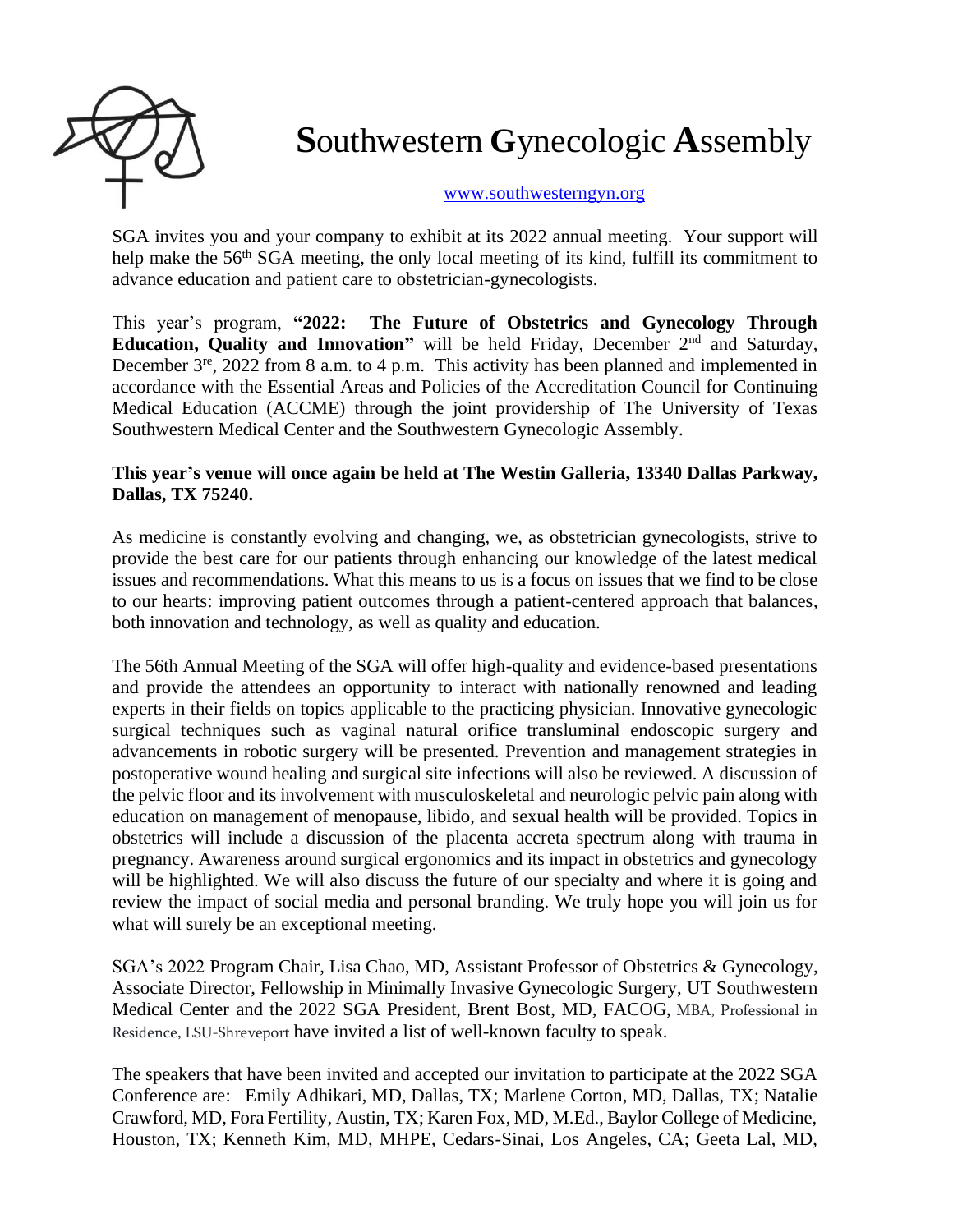# **S**outhwestern **G**ynecologic **A**ssembly

www.southwesterngyn.org

SGA invites you and your company to exhibit at its 2022 annual meeting. Your support will help make the 56th SGA meeting, the only local meeting of its kind, fulfill its commitment to advance education and patient care to obstetrician-gynecologists.

This year's program, **"2022: The Future of Obstetrics and Gynecology Through Education, Quality and Innovation"** will be held Friday, December 2nd and Saturday, December 3re, 2022 from 8 a.m. to 4 p.m. This activity has been planned and implemented in accordance with the Essential Areas and Policies of the Accreditation Council for Continuing Medical Education (ACCME) through the joint providership of The University of Texas Southwestern Medical Center and the Southwestern Gynecologic Assembly.

**This year's venue will once again be held at The Westin Galleria, 13340 Dallas Parkway, Dallas, TX 75240.**

As medicine is constantly evolving and changing, we, as obstetrician gynecologists, strive to provide the best care for our patients through enhancing our knowledge of the latest medical issues and recommendations. What this means to us is a focus on issues that we find to be close to our hearts: improving patient outcomes through a patient-centered approach that balances, both innovation and technology, as well as quality and education.

The 56th Annual Meeting of the SGA will offer high-quality and evidence-based presentations and provide the attendees an opportunity to interact with nationally renowned and leading experts in their fields on topics applicable to the practicing physician. Innovative gynecologic surgical techniques such as vaginal natural orifice transluminal endoscopic surgery and advancements in robotic surgery will be presented. Prevention and management strategies in postoperative wound healing and surgical site infections will also be reviewed. A discussion of the pelvic floor and its involvement with musculoskeletal and neurologic pelvic pain along with education on management of menopause, libido, and sexual health will be provided. Topics in obstetrics will include a discussion of the placenta accreta spectrum along with trauma in pregnancy. Awareness around surgical ergonomics and its impact in obstetrics and gynecology will be highlighted. We will also discuss the future of our specialty and where it is going and review the impact of social media and personal branding. We truly hope you will join us for what will surely be an exceptional meeting.

SGA's 2022 Program Chair, Lisa Chao, MD, Assistant Professor of Obstetrics & Gynecology, Associate Director, Fellowship in Minimally Invasive Gynecologic Surgery, UT Southwestern Medical Center and the 2022 SGA President, Brent Bost, MD, FACOG, MBA, Professional in Residence, LSU-Shreveport have invited a list of well-known faculty to speak.

The speakers that have been invited and accepted our invitation to participate at the 2022 SGA Conference are: Emily Adhikari, MD, Dallas, TX; Marlene Corton, MD, Dallas, TX; Natalie Crawford, MD, Fora Fertility, Austin, TX; Karen Fox, MD, M.Ed., Baylor College of Medicine, Houston, TX; Kenneth Kim, MD, MHPE, Cedars-Sinai, Los Angeles, CA; Geeta Lal, MD,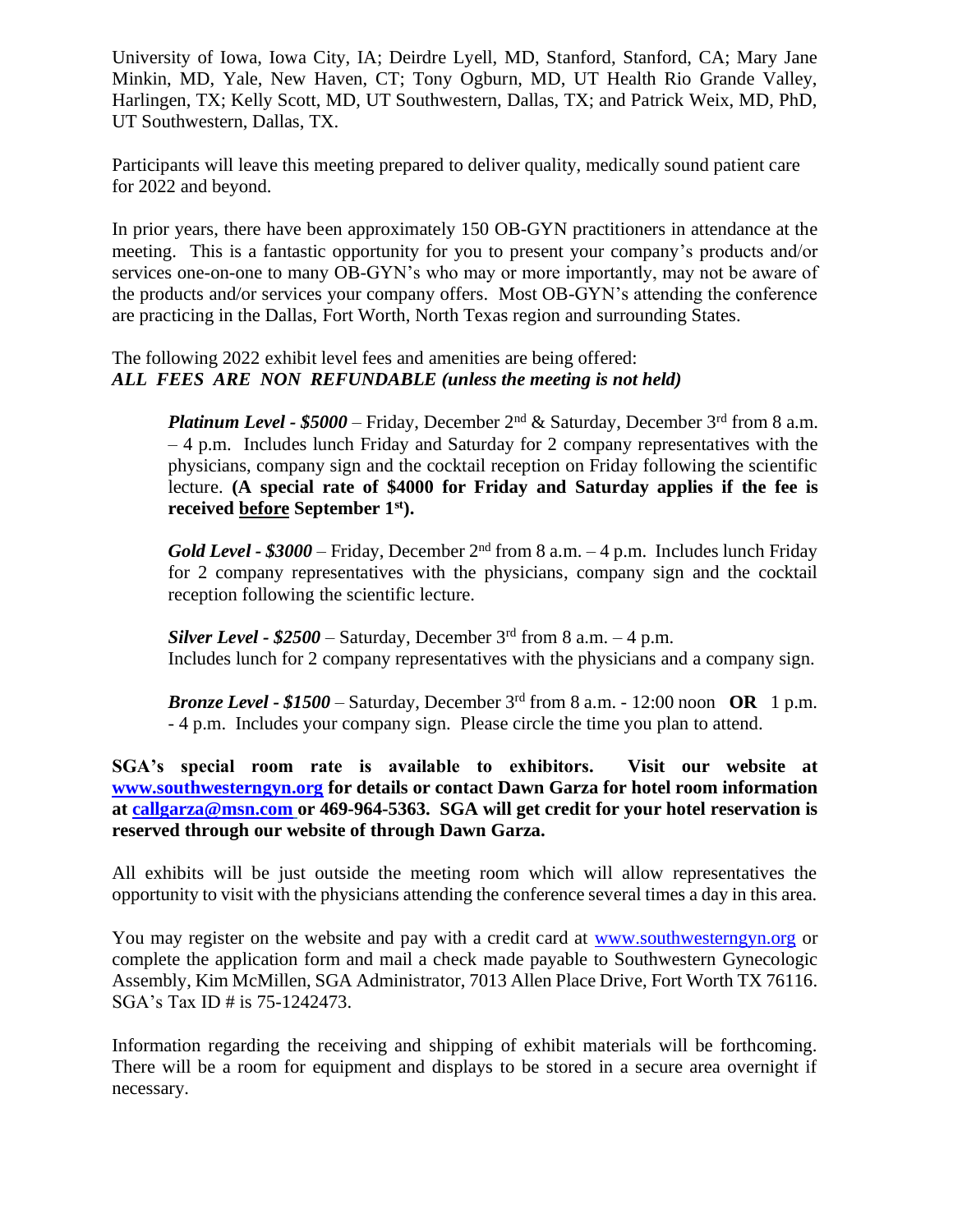University of Iowa, Iowa City, IA; Deirdre Lyell, MD, Stanford, Stanford, CA; Mary Jane Minkin, MD, Yale, New Haven, CT; Tony Ogburn, MD, UT Health Rio Grande Valley, Harlingen, TX; Kelly Scott, MD, UT Southwestern, Dallas, TX; and Patrick Weix, MD, PhD, UT Southwestern, Dallas, TX.

Participants will leave this meeting prepared to deliver quality, medically sound patient care for 2022 and beyond.

In prior years, there have been approximately 150 OB-GYN practitioners in attendance at the meeting. This is a fantastic opportunity for you to present your company's products and/or services one-on-one to many OB-GYN's who may or more importantly, may not be aware of the products and/or services your company offers. Most OB-GYN's attending the conference are practicing in the Dallas, Fort Worth, North Texas region and surrounding States.

The following 2022 exhibit level fees and amenities are being offered:
***ALL FEES ARE NON REFUNDABLE (unless the meeting is not held)***

> ***Platinum Level - $5000*** – Friday, December 2nd & Saturday, December 3rd from 8 a.m. – 4 p.m. Includes lunch Friday and Saturday for 2 company representatives with the physicians, company sign and the cocktail reception on Friday following the scientific lecture. **(A special rate of $4000 for Friday and Saturday applies if the fee is received <u>before</u> September 1st).**
>
> ***Gold Level - $3000*** – Friday, December 2nd from 8 a.m. – 4 p.m. Includes lunch Friday for 2 company representatives with the physicians, company sign and the cocktail reception following the scientific lecture.
>
> ***Silver Level - $2500*** – Saturday, December 3rd from 8 a.m. – 4 p.m.
> Includes lunch for 2 company representatives with the physicians and a company sign.
>
> ***Bronze Level - $1500*** – Saturday, December 3rd from 8 a.m. - 12:00 noon **OR** 1 p.m. - 4 p.m. Includes your company sign. Please circle the time you plan to attend.

**SGA's special room rate is available to exhibitors. Visit our website at [www.southwesterngyn.org](http://www.southwesterngyn.org) for details or contact Dawn Garza for hotel room information at [callgarza@msn.com](mailto:callgarza@msn.com) or 469-964-5363. SGA will get credit for your hotel reservation is reserved through our website of through Dawn Garza.**

All exhibits will be just outside the meeting room which will allow representatives the opportunity to visit with the physicians attending the conference several times a day in this area.

You may register on the website and pay with a credit card at [www.southwesterngyn.org](http://www.southwesterngyn.org) or complete the application form and mail a check made payable to Southwestern Gynecologic Assembly, Kim McMillen, SGA Administrator, 7013 Allen Place Drive, Fort Worth TX 76116. SGA's Tax ID # is 75-1242473.

Information regarding the receiving and shipping of exhibit materials will be forthcoming. There will be a room for equipment and displays to be stored in a secure area overnight if necessary.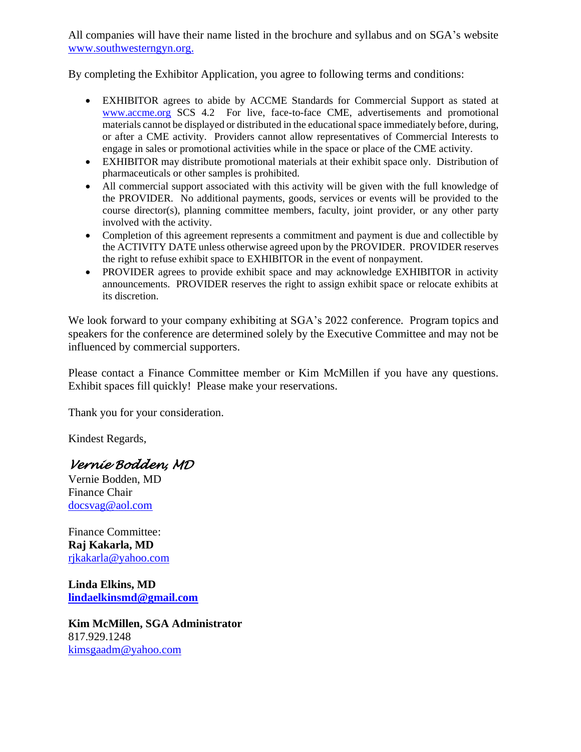All companies will have their name listed in the brochure and syllabus and on SGA's website [www.southwesterngyn.org.](http://www.southwesterngyn.org)

By completing the Exhibitor Application, you agree to following terms and conditions:

- EXHIBITOR agrees to abide by ACCME Standards for Commercial Support as stated at [www.accme.org](http://www.accme.org) SCS 4.2 For live, face-to-face CME, advertisements and promotional materials cannot be displayed or distributed in the educational space immediately before, during, or after a CME activity. Providers cannot allow representatives of Commercial Interests to engage in sales or promotional activities while in the space or place of the CME activity.
- EXHIBITOR may distribute promotional materials at their exhibit space only. Distribution of pharmaceuticals or other samples is prohibited.
- All commercial support associated with this activity will be given with the full knowledge of the PROVIDER. No additional payments, goods, services or events will be provided to the course director(s), planning committee members, faculty, joint provider, or any other party involved with the activity.
- Completion of this agreement represents a commitment and payment is due and collectible by the ACTIVITY DATE unless otherwise agreed upon by the PROVIDER. PROVIDER reserves the right to refuse exhibit space to EXHIBITOR in the event of nonpayment.
- PROVIDER agrees to provide exhibit space and may acknowledge EXHIBITOR in activity announcements. PROVIDER reserves the right to assign exhibit space or relocate exhibits at its discretion.

We look forward to your company exhibiting at SGA's 2022 conference. Program topics and speakers for the conference are determined solely by the Executive Committee and may not be influenced by commercial supporters.

Please contact a Finance Committee member or Kim McMillen if you have any questions. Exhibit spaces fill quickly! Please make your reservations.

Thank you for your consideration.

Kindest Regards,

*Vernie Bodden, MD*

Vernie Bodden, MD
Finance Chair
[docsvag@aol.com](mailto:docsvag@aol.com)

Finance Committee:
**Raj Kakarla, MD**
[rjkakarla@yahoo.com](mailto:rjkakarla@yahoo.com)

**Linda Elkins, MD**
**[lindaelkinsmd@gmail.com](mailto:lindaelkinsmd@gmail.com)**

**Kim McMillen, SGA Administrator**
817.929.1248
[kimsgaadm@yahoo.com](mailto:kimsgaadm@yahoo.com)